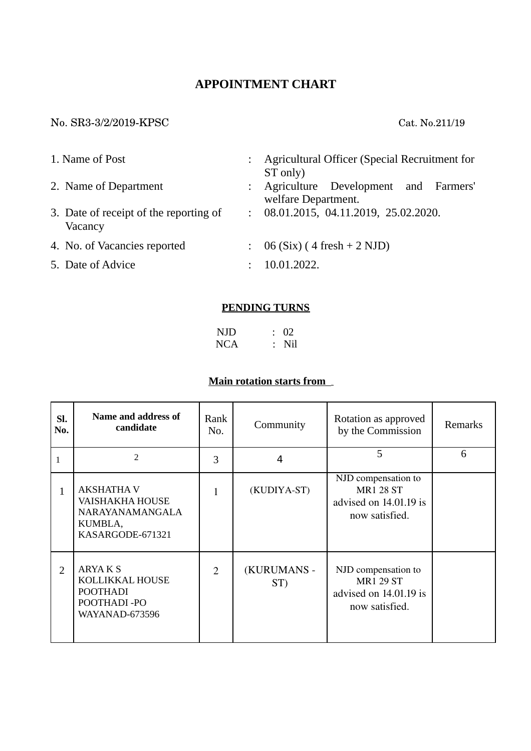# APPOINTMENT CHART

No. SR3-3/2/2019-KPSC Cat. No.211/19

1. Name of Post : Agricultural Officer (Special Recruitment for ST only)
2. Name of Department : Agriculture Development and Farmers' welfare Department.
3. Date of receipt of the reporting of Vacancy : 08.01.2015, 04.11.2019, 25.02.2020.
4. No. of Vacancies reported : 06 (Six) ( 4 fresh + 2 NJD)
5. Date of Advice : 10.01.2022.

**PENDING TURNS**

NJD : 02
NCA : Nil

**Main rotation starts from**

| Sl. No. | Name and address of candidate | Rank No. | Community | Rotation as approved by the Commission | Remarks |
|---|---|---|---|---|---|
| 1 | 2 | 3 | 4 | 5 | 6 |
| 1 | AKSHATHA V<br>VAISHAKHA HOUSE<br>NARAYANAMANGALA<br>KUMBLA,<br>KASARGODE-671321 | 1 | (KUDIYA-ST) | NJD compensation to MR1 28 ST advised on 14.01.19 is now satisfied. | |
| 2 | ARYA K S<br>KOLLIKKAL HOUSE<br>POOTHADI<br>POOTHADI -PO<br>WAYANAD-673596 | 2 | (KURUMANS - ST) | NJD compensation to MR1 29 ST advised on 14.01.19 is now satisfied. | |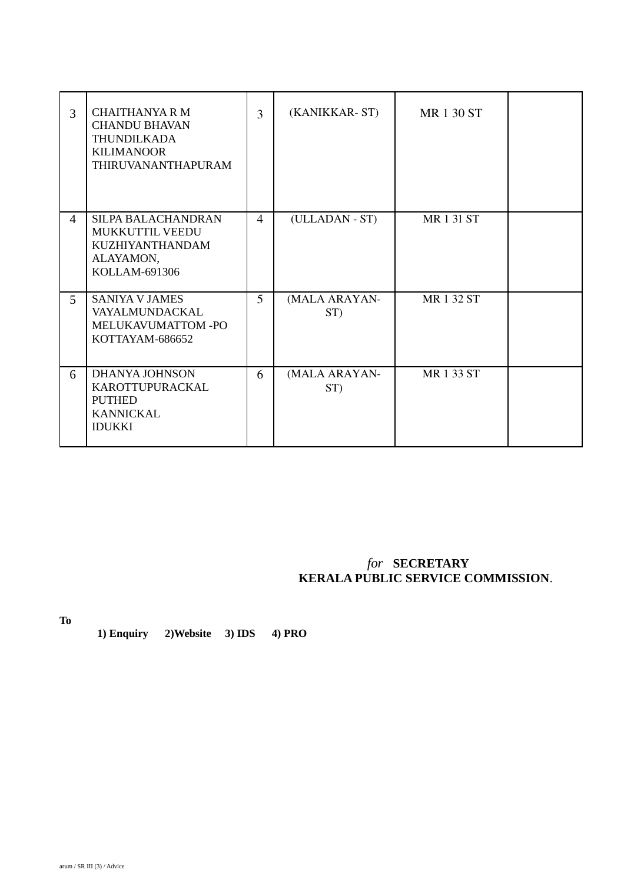| | | | | | |
|---|---|---|---|---|---|
| 3 | CHAITHANYA R M<br>CHANDU BHAVAN<br>THUNDILKADA<br>KILIMANOOR<br>THIRUVANANTHAPURAM | 3 | (KANIKKAR- ST) | MR 1 30 ST | |
| 4 | SILPA BALACHANDRAN<br>MUKKUTTIL VEEDU<br>KUZHIYANTHANDAM<br>ALAYAMON,<br>KOLLAM-691306 | 4 | (ULLADAN - ST) | MR 1 31 ST | |
| 5 | SANIYA V JAMES<br>VAYALMUNDACKAL<br>MELUKAVUMATTOM -PO<br>KOTTAYAM-686652 | 5 | (MALA ARAYAN-ST) | MR 1 32 ST | |
| 6 | DHANYA JOHNSON<br>KAROTTUPURACKAL<br>PUTHED<br>KANNICKAL<br>IDUKKI | 6 | (MALA ARAYAN-ST) | MR 1 33 ST | |

*for* **SECRETARY**
**KERALA PUBLIC SERVICE COMMISSION**.

**To**

**1) Enquiry 2)Website 3) IDS 4) PRO**

arum / SR III (3) / Advice